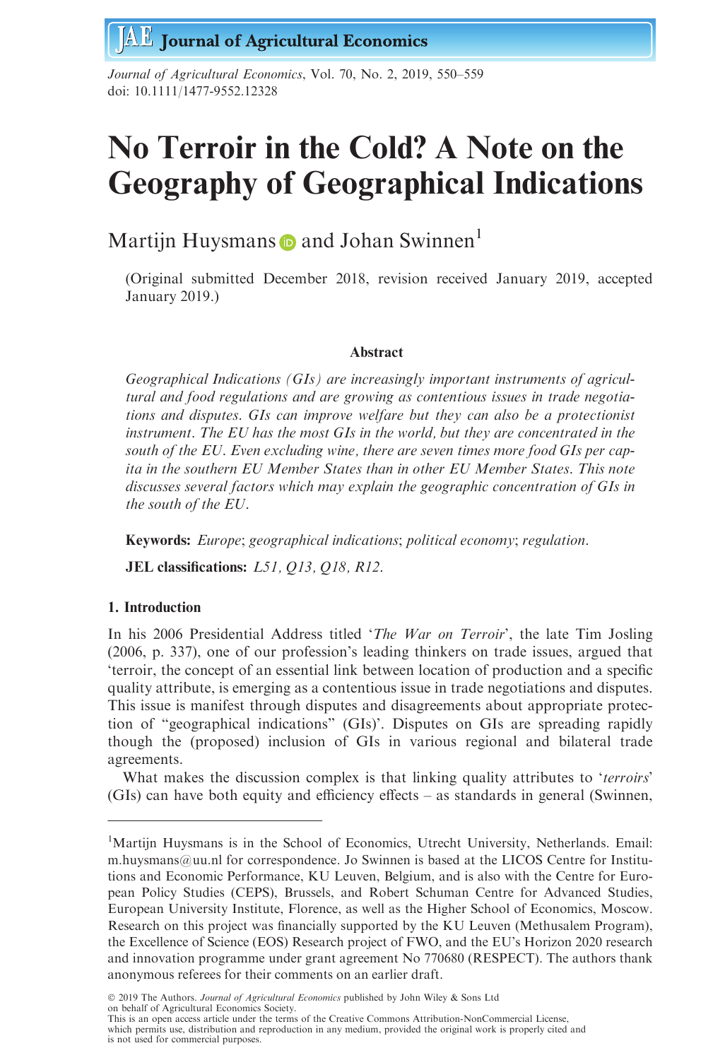# No Terroir in the Cold? A Note on the Geography of Geographical Indications

Martijn Huysmans and Johan Swinnen[1]

(Original submitted December 2018, revision received January 2019, accepted January 2019.)

### Abstract

*Geographical Indications (GIs) are increasingly important instruments of agricultural and food regulations and are growing as contentious issues in trade negotiations and disputes. GIs can improve welfare but they can also be a protectionist instrument. The EU has the most GIs in the world, but they are concentrated in the south of the EU. Even excluding wine, there are seven times more food GIs per capita in the southern EU Member States than in other EU Member States. This note discusses several factors which may explain the geographic concentration of GIs in the south of the EU.*

**Keywords:** *Europe*; *geographical indications*; *political economy*; *regulation*.

**JEL classifications:** *L51, Q13, Q18, R12*.

## 1. Introduction

In his 2006 Presidential Address titled '*The War on Terroir*', the late Tim Josling (2006, p. 337), one of our profession's leading thinkers on trade issues, argued that 'terroir, the concept of an essential link between location of production and a specific quality attribute, is emerging as a contentious issue in trade negotiations and disputes. This issue is manifest through disputes and disagreements about appropriate protection of "geographical indications" (GIs)'. Disputes on GIs are spreading rapidly though the (proposed) inclusion of GIs in various regional and bilateral trade agreements.

What makes the discussion complex is that linking quality attributes to '*terroirs*' (GIs) can have both equity and efficiency effects – as standards in general (Swinnen,

[1]Martijn Huysmans is in the School of Economics, Utrecht University, Netherlands. Email: m.huysmans@uu.nl for correspondence. Jo Swinnen is based at the LICOS Centre for Institutions and Economic Performance, KU Leuven, Belgium, and is also with the Centre for European Policy Studies (CEPS), Brussels, and Robert Schuman Centre for Advanced Studies, European University Institute, Florence, as well as the Higher School of Economics, Moscow. Research on this project was financially supported by the KU Leuven (Methusalem Program), the Excellence of Science (EOS) Research project of FWO, and the EU's Horizon 2020 research and innovation programme under grant agreement No 770680 (RESPECT). The authors thank anonymous referees for their comments on an earlier draft.

© 2019 The Authors. *Journal of Agricultural Economics* published by John Wiley & Sons Ltd on behalf of Agricultural Economics Society.
This is an open access article under the terms of the Creative Commons Attribution-NonCommercial License, which permits use, distribution and reproduction in any medium, provided the original work is properly cited and is not used for commercial purposes.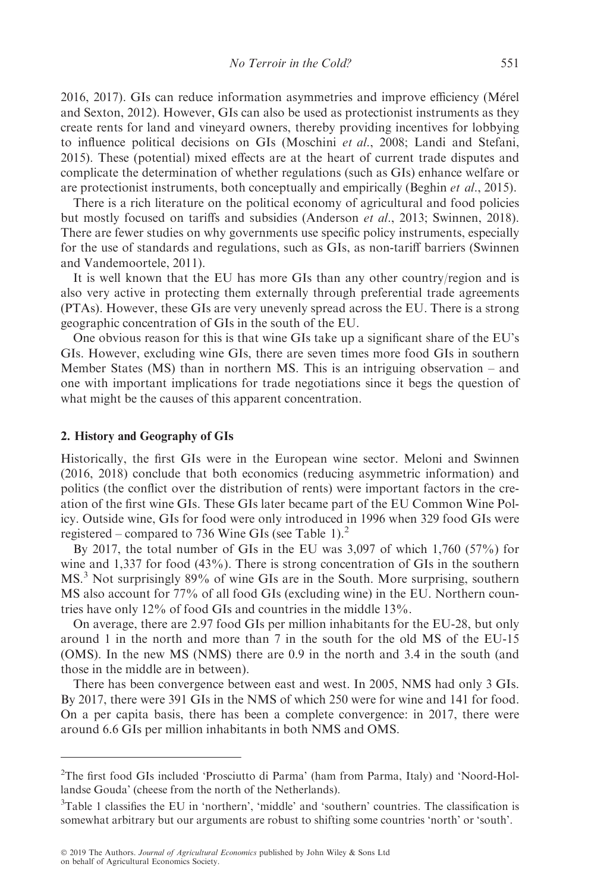2016, 2017). GIs can reduce information asymmetries and improve efficiency (Mérel and Sexton, 2012). However, GIs can also be used as protectionist instruments as they create rents for land and vineyard owners, thereby providing incentives for lobbying to influence political decisions on GIs (Moschini *et al*., 2008; Landi and Stefani, 2015). These (potential) mixed effects are at the heart of current trade disputes and complicate the determination of whether regulations (such as GIs) enhance welfare or are protectionist instruments, both conceptually and empirically (Beghin *et al*., 2015).

There is a rich literature on the political economy of agricultural and food policies but mostly focused on tariffs and subsidies (Anderson *et al*., 2013; Swinnen, 2018). There are fewer studies on why governments use specific policy instruments, especially for the use of standards and regulations, such as GIs, as non-tariff barriers (Swinnen and Vandemoortele, 2011).

It is well known that the EU has more GIs than any other country/region and is also very active in protecting them externally through preferential trade agreements (PTAs). However, these GIs are very unevenly spread across the EU. There is a strong geographic concentration of GIs in the south of the EU.

One obvious reason for this is that wine GIs take up a significant share of the EU's GIs. However, excluding wine GIs, there are seven times more food GIs in southern Member States (MS) than in northern MS. This is an intriguing observation – and one with important implications for trade negotiations since it begs the question of what might be the causes of this apparent concentration.

## 2. History and Geography of GIs

Historically, the first GIs were in the European wine sector. Meloni and Swinnen (2016, 2018) conclude that both economics (reducing asymmetric information) and politics (the conflict over the distribution of rents) were important factors in the creation of the first wine GIs. These GIs later became part of the EU Common Wine Policy. Outside wine, GIs for food were only introduced in 1996 when 329 food GIs were registered – compared to 736 Wine GIs (see Table 1).[2]

By 2017, the total number of GIs in the EU was 3,097 of which 1,760 (57%) for wine and 1,337 for food (43%). There is strong concentration of GIs in the southern MS.[3] Not surprisingly 89% of wine GIs are in the South. More surprising, southern MS also account for 77% of all food GIs (excluding wine) in the EU. Northern countries have only 12% of food GIs and countries in the middle 13%.

On average, there are 2.97 food GIs per million inhabitants for the EU-28, but only around 1 in the north and more than 7 in the south for the old MS of the EU-15 (OMS). In the new MS (NMS) there are 0.9 in the north and 3.4 in the south (and those in the middle are in between).

There has been convergence between east and west. In 2005, NMS had only 3 GIs. By 2017, there were 391 GIs in the NMS of which 250 were for wine and 141 for food. On a per capita basis, there has been a complete convergence: in 2017, there were around 6.6 GIs per million inhabitants in both NMS and OMS.

---

[2]The first food GIs included 'Prosciutto di Parma' (ham from Parma, Italy) and 'Noord-Hollandse Gouda' (cheese from the north of the Netherlands).

[3]Table 1 classifies the EU in 'northern', 'middle' and 'southern' countries. The classification is somewhat arbitrary but our arguments are robust to shifting some countries 'north' or 'south'.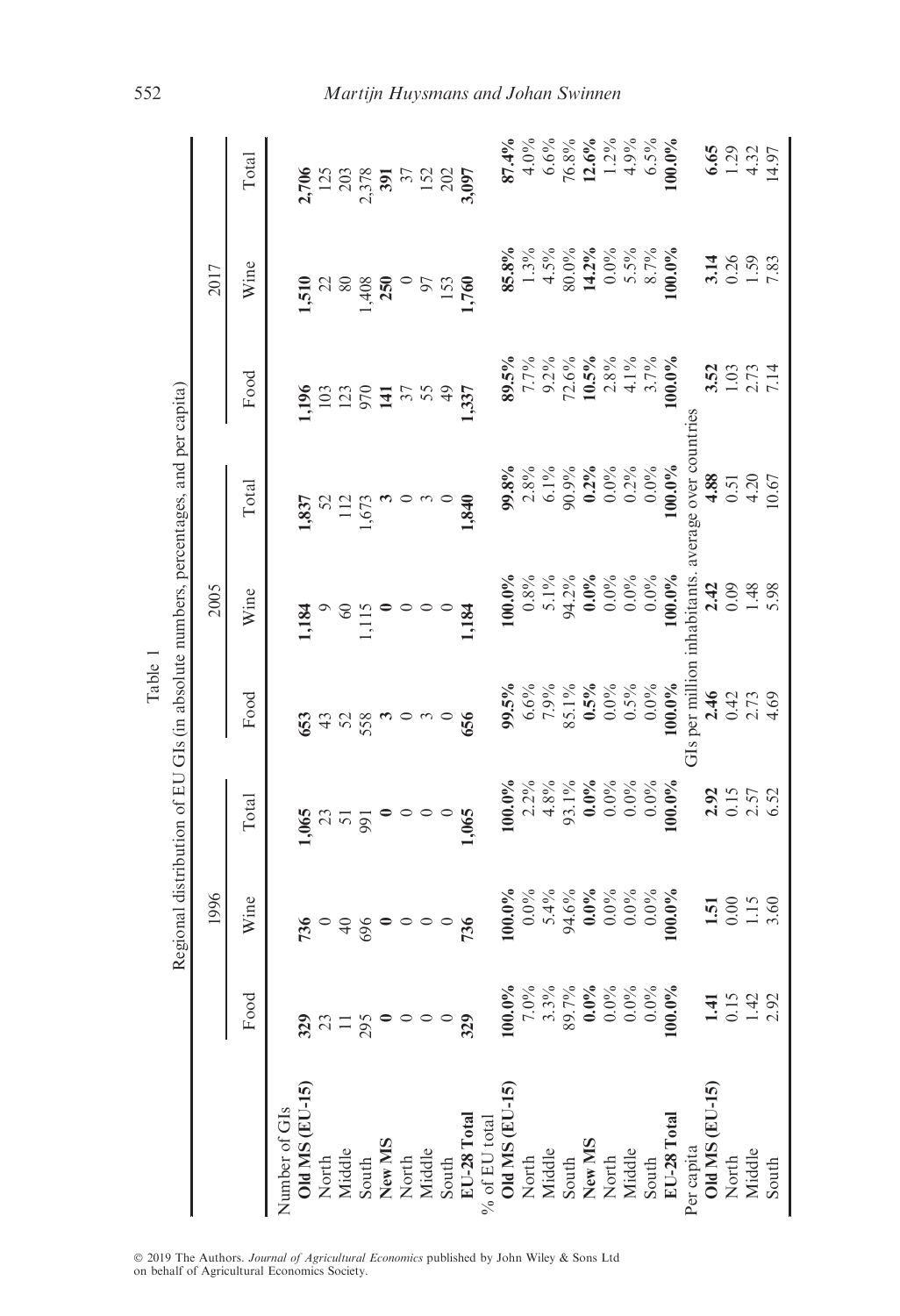Table 1

Regional distribution of EU GIs (in absolute numbers, percentages, and per capita)

| | 1996 | | | 2005 | | | 2017 | | |
|---|---|---|---|---|---|---|---|---|---|
| | Food | Wine | Total | Food | Wine | Total | Food | Wine | Total |
| Number of GIs | | | | | | | | | |
| **Old MS (EU-15)** | **329** | **736** | **1,065** | **653** | **1,184** | **1,837** | **1,196** | **1,510** | **2,706** |
| North | 23 | 0 | 23 | 43 | 9 | 52 | 103 | 22 | 125 |
| Middle | 11 | 40 | 51 | 52 | 60 | 112 | 123 | 80 | 203 |
| South | 295 | 696 | 991 | 558 | 1,115 | 1,673 | 970 | 1,408 | 2,378 |
| **New MS** | **0** | **0** | **0** | **3** | **0** | **3** | **141** | **250** | **391** |
| North | 0 | 0 | 0 | 0 | 0 | 0 | 37 | 0 | 37 |
| Middle | 0 | 0 | 0 | 3 | 0 | 3 | 55 | 97 | 152 |
| South | 0 | 0 | 0 | 0 | 0 | 0 | 49 | 153 | 202 |
| **EU-28 Total** | **329** | **736** | **1,065** | **656** | **1,184** | **1,840** | **1,337** | **1,760** | **3,097** |
| % of EU total | | | | | | | | | |
| **Old MS (EU-15)** | **100.0%** | **100.0%** | **100.0%** | **99.5%** | **100.0%** | **99.8%** | **89.5%** | **85.8%** | **87.4%** |
| North | 7.0% | 0.0% | 2.2% | 6.6% | 0.8% | 2.8% | 7.7% | 1.3% | 4.0% |
| Middle | 3.3% | 5.4% | 4.8% | 7.9% | 5.1% | 6.1% | 9.2% | 4.5% | 6.6% |
| South | 89.7% | 94.6% | 93.1% | 85.1% | 94.2% | 90.9% | 72.6% | 80.0% | 76.8% |
| **New MS** | **0.0%** | **0.0%** | **0.0%** | **0.5%** | **0.0%** | **0.2%** | **10.5%** | **14.2%** | **12.6%** |
| North | 0.0% | 0.0% | 0.0% | 0.0% | 0.0% | 0.0% | 2.8% | 0.0% | 1.2% |
| Middle | 0.0% | 0.0% | 0.0% | 0.5% | 0.0% | 0.2% | 4.1% | 5.5% | 4.9% |
| South | 0.0% | 0.0% | 0.0% | 0.0% | 0.0% | 0.0% | 3.7% | 8.7% | 6.5% |
| **EU-28 Total** | **100.0%** | **100.0%** | **100.0%** | **100.0%** | **100.0%** | **100.0%** | **100.0%** | **100.0%** | **100.0%** |
| Per capita | GIs per million inhabitants, average over countries | | | | | | | | |
| **Old MS (EU-15)** | **1.41** | **1.51** | **2.92** | **2.46** | **2.42** | **4.88** | **3.52** | **3.14** | **6.65** |
| North | 0.15 | 0.00 | 0.15 | 0.42 | 0.09 | 0.51 | 1.03 | 0.26 | 1.29 |
| Middle | 1.42 | 1.15 | 2.57 | 2.73 | 1.48 | 4.20 | 2.73 | 1.59 | 4.32 |
| South | 2.92 | 3.60 | 6.52 | 4.69 | 5.98 | 10.67 | 7.14 | 7.83 | 14.97 |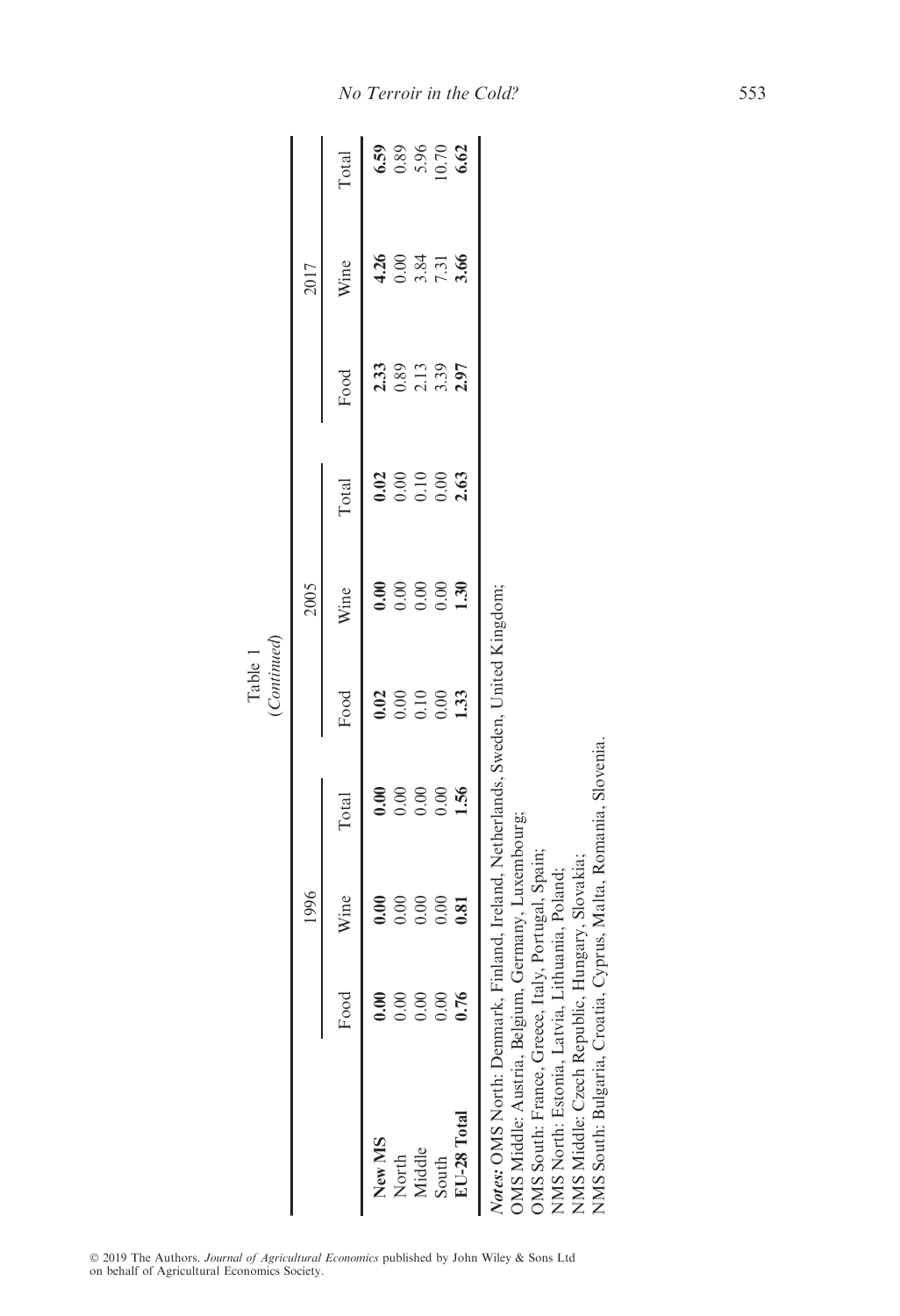Table 1
(*Continued*)

| | 1996 | | | 2005 | | | 2017 | | |
|---|---|---|---|---|---|---|---|---|---|
| | Food | Wine | Total | Food | Wine | Total | Food | Wine | Total |
| **New MS** | **0.00** | **0.00** | **0.00** | **0.02** | **0.00** | **0.02** | **2.33** | **4.26** | **6.59** |
| North | 0.00 | 0.00 | 0.00 | 0.00 | 0.00 | 0.00 | 0.89 | 0.00 | 0.89 |
| Middle | 0.00 | 0.00 | 0.00 | 0.10 | 0.00 | 0.10 | 2.13 | 3.84 | 5.96 |
| South | 0.00 | 0.00 | 0.00 | 0.00 | 0.00 | 0.00 | 3.39 | 7.31 | 10.70 |
| **EU-28 Total** | **0.76** | **0.81** | **1.56** | **1.33** | **1.30** | **2.63** | **2.97** | **3.66** | **6.62** |

***Notes:*** OMS North: Denmark, Finland, Ireland, Netherlands, Sweden, United Kingdom;
OMS Middle: Austria, Belgium, Germany, Luxembourg;
OMS South: France, Greece, Italy, Portugal, Spain;
NMS North: Estonia, Latvia, Lithuania, Poland;
NMS Middle: Czech Republic, Hungary, Slovakia;
NMS South: Bulgaria, Croatia, Cyprus, Malta, Romania, Slovenia.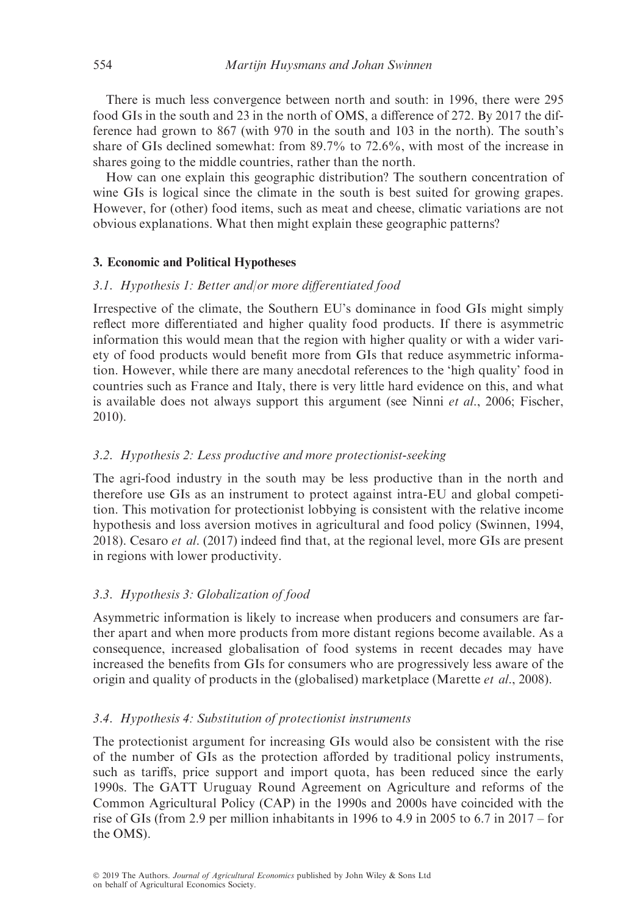There is much less convergence between north and south: in 1996, there were 295 food GIs in the south and 23 in the north of OMS, a difference of 272. By 2017 the difference had grown to 867 (with 970 in the south and 103 in the north). The south's share of GIs declined somewhat: from 89.7% to 72.6%, with most of the increase in shares going to the middle countries, rather than the north.

How can one explain this geographic distribution? The southern concentration of wine GIs is logical since the climate in the south is best suited for growing grapes. However, for (other) food items, such as meat and cheese, climatic variations are not obvious explanations. What then might explain these geographic patterns?

## 3. Economic and Political Hypotheses

### 3.1. Hypothesis 1: Better and/or more differentiated food

Irrespective of the climate, the Southern EU's dominance in food GIs might simply reflect more differentiated and higher quality food products. If there is asymmetric information this would mean that the region with higher quality or with a wider variety of food products would benefit more from GIs that reduce asymmetric information. However, while there are many anecdotal references to the 'high quality' food in countries such as France and Italy, there is very little hard evidence on this, and what is available does not always support this argument (see Ninni *et al*., 2006; Fischer, 2010).

### 3.2. Hypothesis 2: Less productive and more protectionist-seeking

The agri-food industry in the south may be less productive than in the north and therefore use GIs as an instrument to protect against intra-EU and global competition. This motivation for protectionist lobbying is consistent with the relative income hypothesis and loss aversion motives in agricultural and food policy (Swinnen, 1994, 2018). Cesaro *et al*. (2017) indeed find that, at the regional level, more GIs are present in regions with lower productivity.

### 3.3. Hypothesis 3: Globalization of food

Asymmetric information is likely to increase when producers and consumers are farther apart and when more products from more distant regions become available. As a consequence, increased globalisation of food systems in recent decades may have increased the benefits from GIs for consumers who are progressively less aware of the origin and quality of products in the (globalised) marketplace (Marette *et al*., 2008).

### 3.4. Hypothesis 4: Substitution of protectionist instruments

The protectionist argument for increasing GIs would also be consistent with the rise of the number of GIs as the protection afforded by traditional policy instruments, such as tariffs, price support and import quota, has been reduced since the early 1990s. The GATT Uruguay Round Agreement on Agriculture and reforms of the Common Agricultural Policy (CAP) in the 1990s and 2000s have coincided with the rise of GIs (from 2.9 per million inhabitants in 1996 to 4.9 in 2005 to 6.7 in 2017 – for the OMS).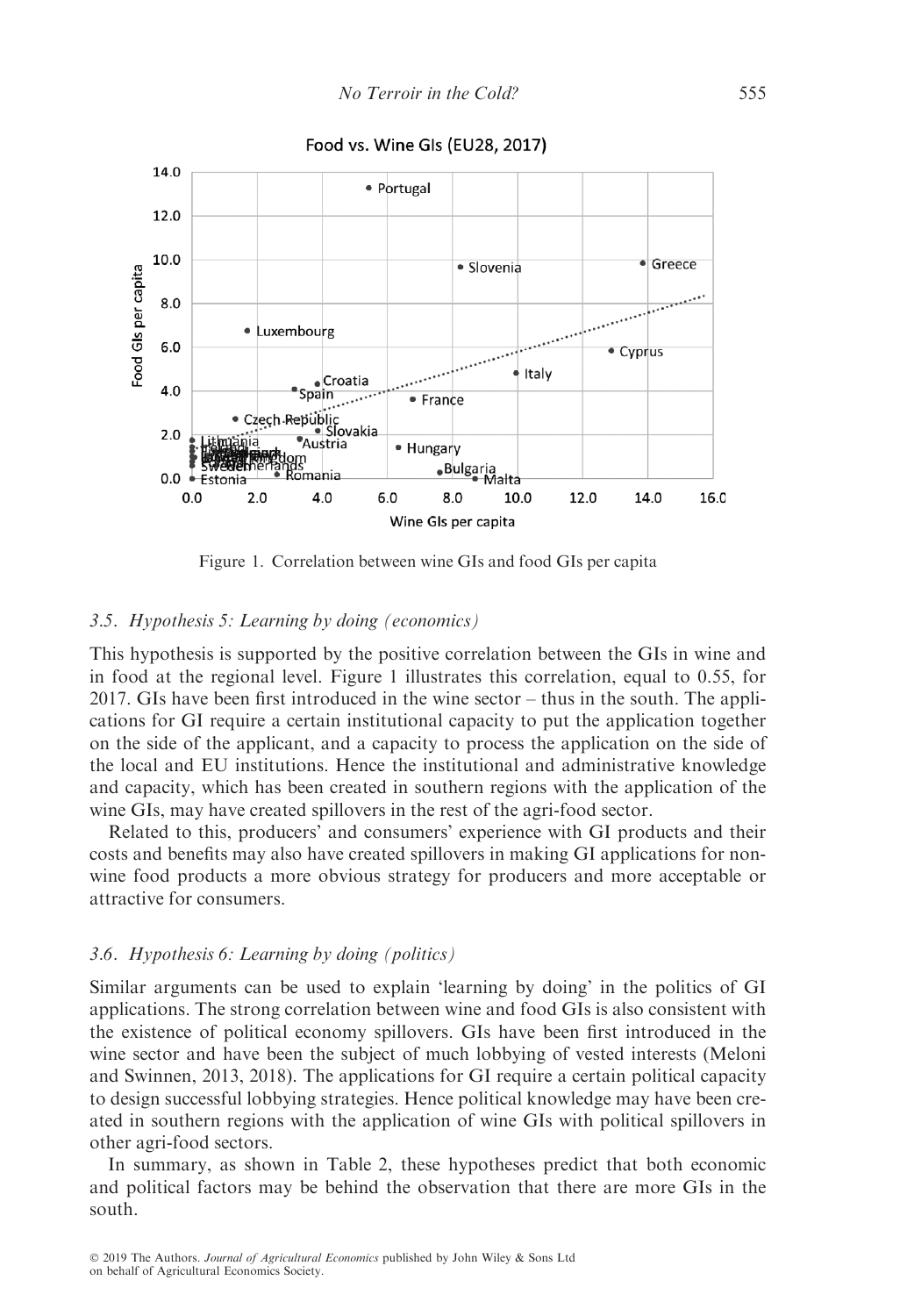Figure 1. Correlation between wine GIs and food GIs per capita

### 3.5. *Hypothesis 5: Learning by doing (economics)*

This hypothesis is supported by the positive correlation between the GIs in wine and in food at the regional level. Figure 1 illustrates this correlation, equal to 0.55, for 2017. GIs have been first introduced in the wine sector – thus in the south. The applications for GI require a certain institutional capacity to put the application together on the side of the applicant, and a capacity to process the application on the side of the local and EU institutions. Hence the institutional and administrative knowledge and capacity, which has been created in southern regions with the application of the wine GIs, may have created spillovers in the rest of the agri-food sector.

Related to this, producers' and consumers' experience with GI products and their costs and benefits may also have created spillovers in making GI applications for non-wine food products a more obvious strategy for producers and more acceptable or attractive for consumers.

### 3.6. *Hypothesis 6: Learning by doing (politics)*

Similar arguments can be used to explain 'learning by doing' in the politics of GI applications. The strong correlation between wine and food GIs is also consistent with the existence of political economy spillovers. GIs have been first introduced in the wine sector and have been the subject of much lobbying of vested interests (Meloni and Swinnen, 2013, 2018). The applications for GI require a certain political capacity to design successful lobbying strategies. Hence political knowledge may have been created in southern regions with the application of wine GIs with political spillovers in other agri-food sectors.

In summary, as shown in Table 2, these hypotheses predict that both economic and political factors may be behind the observation that there are more GIs in the south.

© 2019 The Authors. *Journal of Agricultural Economics* published by John Wiley & Sons Ltd on behalf of Agricultural Economics Society.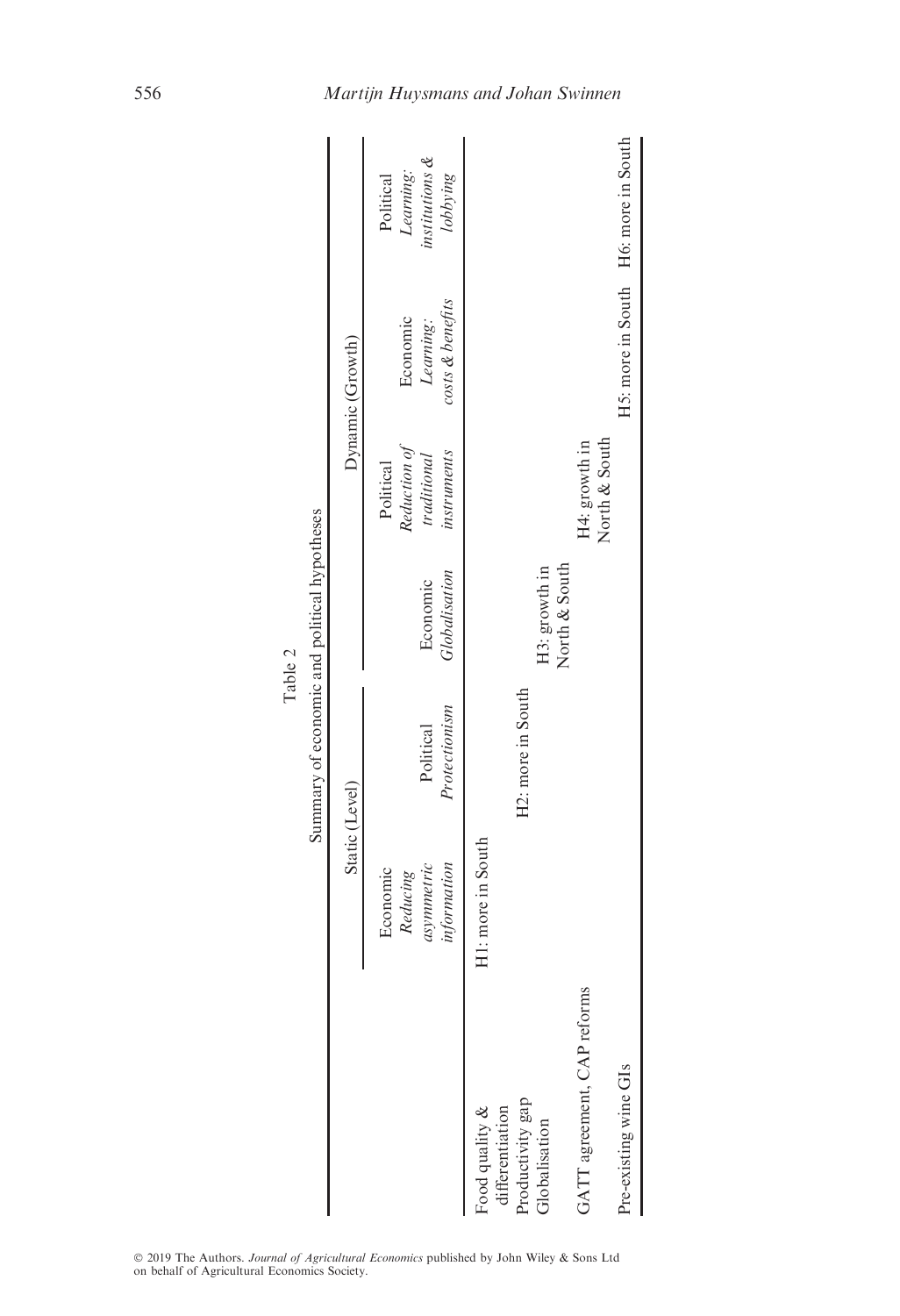Table 2

Summary of economic and political hypotheses

| | Static (Level) | | Dynamic (Growth) | | | |
|---|---|---|---|---|---|---|
| | Economic *Reducing asymmetric information* | Political *Protectionism* | Economic *Globalisation* | Political *Reduction of traditional instruments* | Economic *Learning: costs & benefits* | Political *Learning: institutions & lobbying* |
| Food quality & differentiation | H1: more in South | | | | | |
| Productivity gap | | H2: more in South | | | | |
| Globalisation | | | H3: growth in North & South | | | |
| GATT agreement, CAP reforms | | | | H4: growth in North & South | | |
| Pre-existing wine GIs | | | | | H5: more in South | H6: more in South |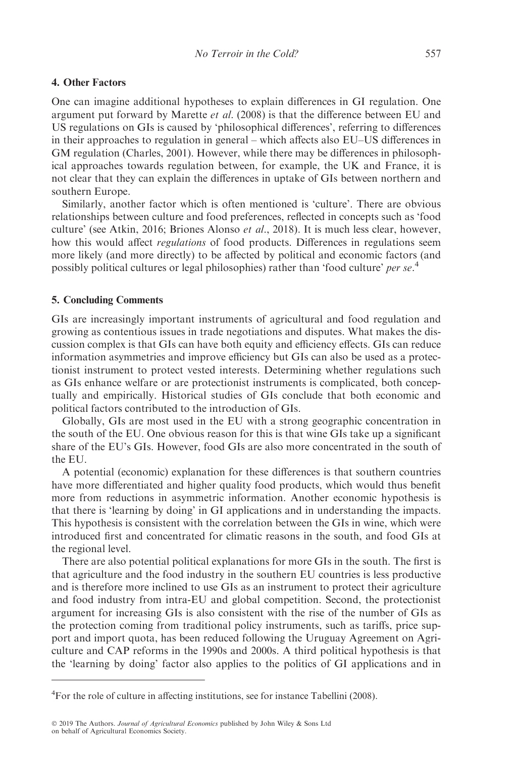## 4. Other Factors

One can imagine additional hypotheses to explain differences in GI regulation. One argument put forward by Marette *et al.* (2008) is that the difference between EU and US regulations on GIs is caused by 'philosophical differences', referring to differences in their approaches to regulation in general – which affects also EU–US differences in GM regulation (Charles, 2001). However, while there may be differences in philosophical approaches towards regulation between, for example, the UK and France, it is not clear that they can explain the differences in uptake of GIs between northern and southern Europe.

Similarly, another factor which is often mentioned is 'culture'. There are obvious relationships between culture and food preferences, reflected in concepts such as 'food culture' (see Atkin, 2016; Briones Alonso *et al.*, 2018). It is much less clear, however, how this would affect *regulations* of food products. Differences in regulations seem more likely (and more directly) to be affected by political and economic factors (and possibly political cultures or legal philosophies) rather than 'food culture' *per se*.[4]

## 5. Concluding Comments

GIs are increasingly important instruments of agricultural and food regulation and growing as contentious issues in trade negotiations and disputes. What makes the discussion complex is that GIs can have both equity and efficiency effects. GIs can reduce information asymmetries and improve efficiency but GIs can also be used as a protectionist instrument to protect vested interests. Determining whether regulations such as GIs enhance welfare or are protectionist instruments is complicated, both conceptually and empirically. Historical studies of GIs conclude that both economic and political factors contributed to the introduction of GIs.

Globally, GIs are most used in the EU with a strong geographic concentration in the south of the EU. One obvious reason for this is that wine GIs take up a significant share of the EU's GIs. However, food GIs are also more concentrated in the south of the EU.

A potential (economic) explanation for these differences is that southern countries have more differentiated and higher quality food products, which would thus benefit more from reductions in asymmetric information. Another economic hypothesis is that there is 'learning by doing' in GI applications and in understanding the impacts. This hypothesis is consistent with the correlation between the GIs in wine, which were introduced first and concentrated for climatic reasons in the south, and food GIs at the regional level.

There are also potential political explanations for more GIs in the south. The first is that agriculture and the food industry in the southern EU countries is less productive and is therefore more inclined to use GIs as an instrument to protect their agriculture and food industry from intra-EU and global competition. Second, the protectionist argument for increasing GIs is also consistent with the rise of the number of GIs as the protection coming from traditional policy instruments, such as tariffs, price support and import quota, has been reduced following the Uruguay Agreement on Agriculture and CAP reforms in the 1990s and 2000s. A third political hypothesis is that the 'learning by doing' factor also applies to the politics of GI applications and in

---

[4]For the role of culture in affecting institutions, see for instance Tabellini (2008).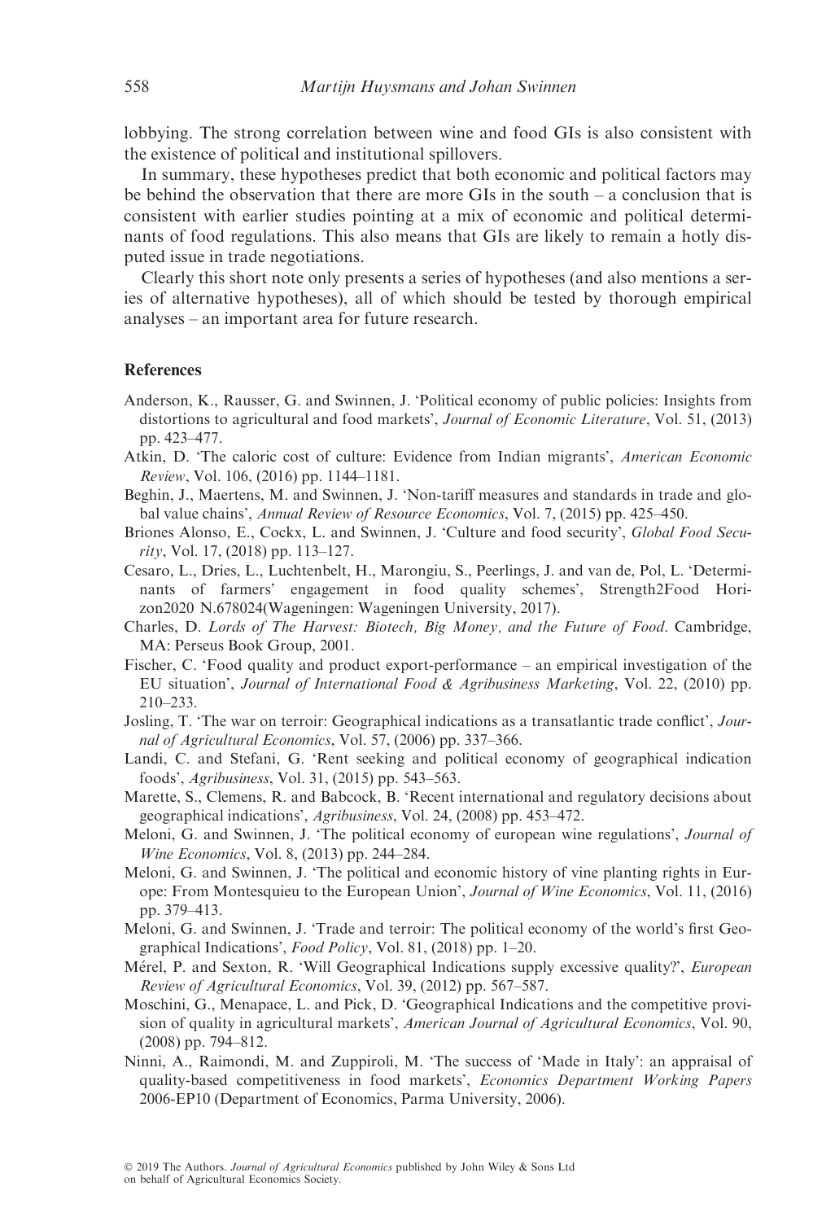lobbying. The strong correlation between wine and food GIs is also consistent with the existence of political and institutional spillovers.

In summary, these hypotheses predict that both economic and political factors may be behind the observation that there are more GIs in the south – a conclusion that is consistent with earlier studies pointing at a mix of economic and political determinants of food regulations. This also means that GIs are likely to remain a hotly disputed issue in trade negotiations.

Clearly this short note only presents a series of hypotheses (and also mentions a series of alternative hypotheses), all of which should be tested by thorough empirical analyses – an important area for future research.

## References

Anderson, K., Rausser, G. and Swinnen, J. 'Political economy of public policies: Insights from distortions to agricultural and food markets', *Journal of Economic Literature*, Vol. 51, (2013) pp. 423–477.

Atkin, D. 'The caloric cost of culture: Evidence from Indian migrants', *American Economic Review*, Vol. 106, (2016) pp. 1144–1181.

Beghin, J., Maertens, M. and Swinnen, J. 'Non-tariff measures and standards in trade and global value chains', *Annual Review of Resource Economics*, Vol. 7, (2015) pp. 425–450.

Briones Alonso, E., Cockx, L. and Swinnen, J. 'Culture and food security', *Global Food Security*, Vol. 17, (2018) pp. 113–127.

Cesaro, L., Dries, L., Luchtenbelt, H., Marongiu, S., Peerlings, J. and van de, Pol, L. 'Determinants of farmers' engagement in food quality schemes', Strength2Food Horizon2020 N.678024(Wageningen: Wageningen University, 2017).

Charles, D. *Lords of The Harvest: Biotech, Big Money, and the Future of Food*. Cambridge, MA: Perseus Book Group, 2001.

Fischer, C. 'Food quality and product export-performance – an empirical investigation of the EU situation', *Journal of International Food & Agribusiness Marketing*, Vol. 22, (2010) pp. 210–233.

Josling, T. 'The war on terroir: Geographical indications as a transatlantic trade conflict', *Journal of Agricultural Economics*, Vol. 57, (2006) pp. 337–366.

Landi, C. and Stefani, G. 'Rent seeking and political economy of geographical indication foods', *Agribusiness*, Vol. 31, (2015) pp. 543–563.

Marette, S., Clemens, R. and Babcock, B. 'Recent international and regulatory decisions about geographical indications', *Agribusiness*, Vol. 24, (2008) pp. 453–472.

Meloni, G. and Swinnen, J. 'The political economy of european wine regulations', *Journal of Wine Economics*, Vol. 8, (2013) pp. 244–284.

Meloni, G. and Swinnen, J. 'The political and economic history of vine planting rights in Europe: From Montesquieu to the European Union', *Journal of Wine Economics*, Vol. 11, (2016) pp. 379–413.

Meloni, G. and Swinnen, J. 'Trade and terroir: The political economy of the world's first Geographical Indications', *Food Policy*, Vol. 81, (2018) pp. 1–20.

Mérel, P. and Sexton, R. 'Will Geographical Indications supply excessive quality?', *European Review of Agricultural Economics*, Vol. 39, (2012) pp. 567–587.

Moschini, G., Menapace, L. and Pick, D. 'Geographical Indications and the competitive provision of quality in agricultural markets', *American Journal of Agricultural Economics*, Vol. 90, (2008) pp. 794–812.

Ninni, A., Raimondi, M. and Zuppiroli, M. 'The success of 'Made in Italy': an appraisal of quality-based competitiveness in food markets', *Economics Department Working Papers* 2006-EP10 (Department of Economics, Parma University, 2006).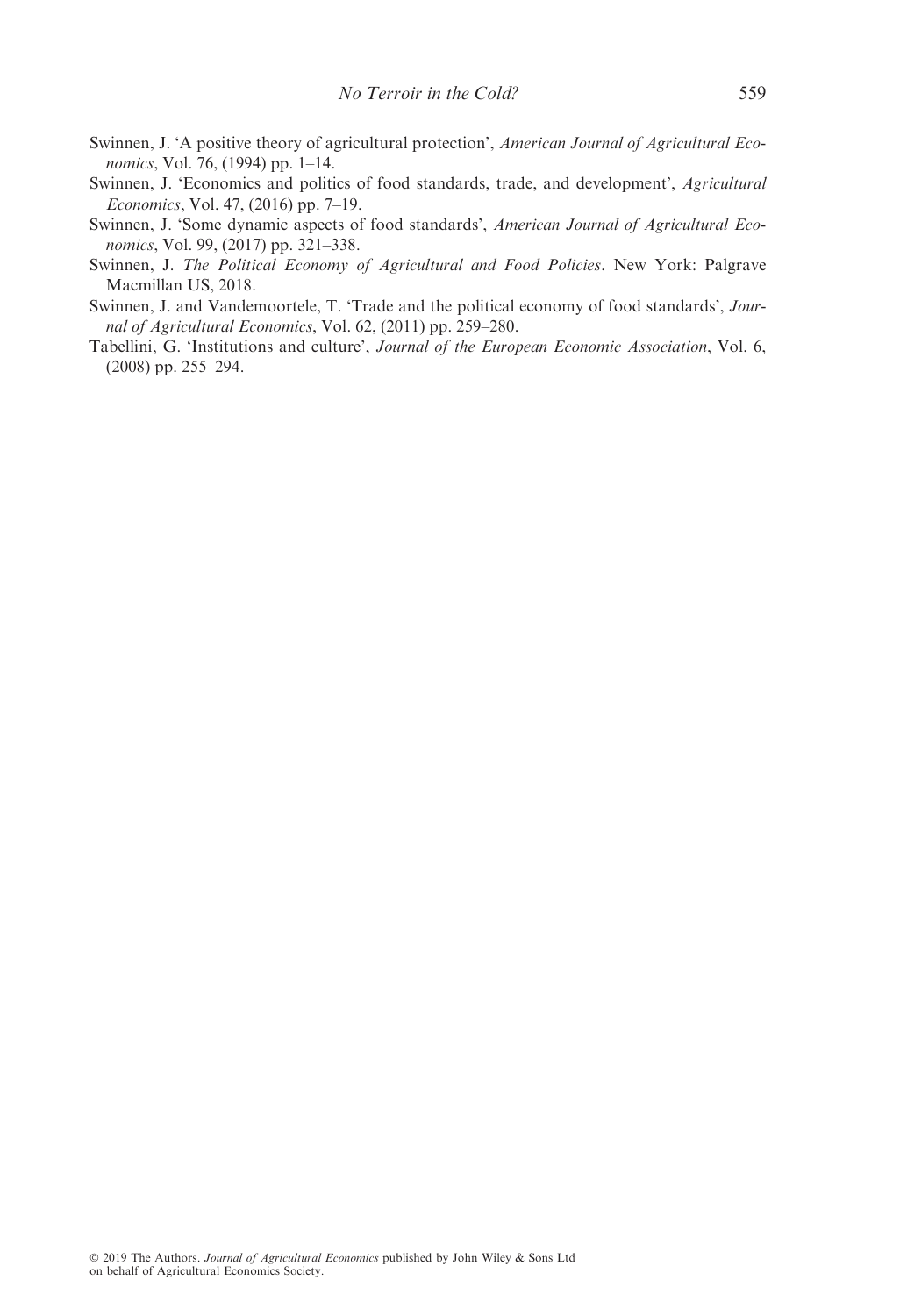Swinnen, J. 'A positive theory of agricultural protection', *American Journal of Agricultural Economics*, Vol. 76, (1994) pp. 1–14.

Swinnen, J. 'Economics and politics of food standards, trade, and development', *Agricultural Economics*, Vol. 47, (2016) pp. 7–19.

Swinnen, J. 'Some dynamic aspects of food standards', *American Journal of Agricultural Economics*, Vol. 99, (2017) pp. 321–338.

Swinnen, J. *The Political Economy of Agricultural and Food Policies*. New York: Palgrave Macmillan US, 2018.

Swinnen, J. and Vandemoortele, T. 'Trade and the political economy of food standards', *Journal of Agricultural Economics*, Vol. 62, (2011) pp. 259–280.

Tabellini, G. 'Institutions and culture', *Journal of the European Economic Association*, Vol. 6, (2008) pp. 255–294.